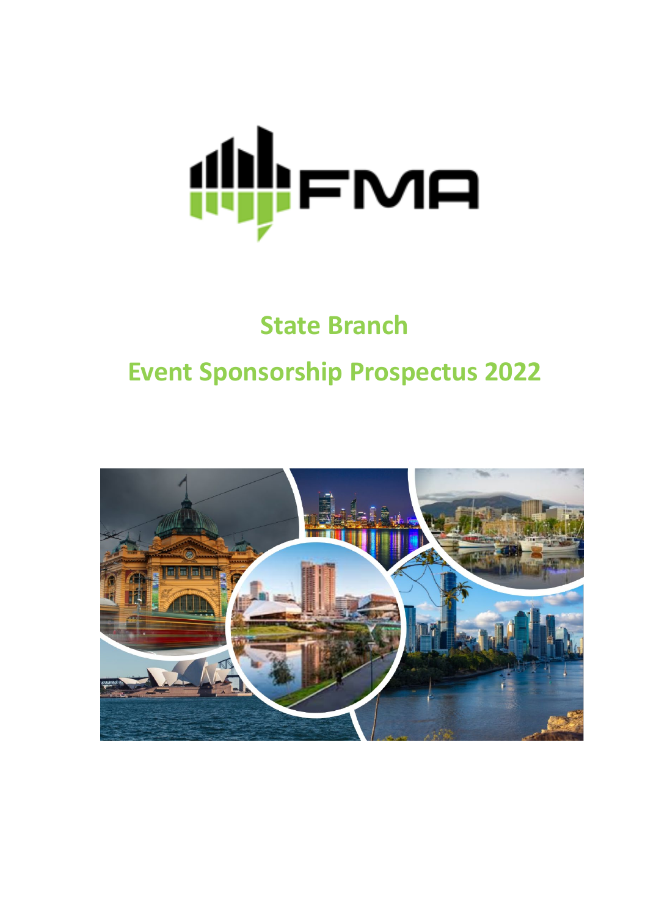# State Branch

# Event Sponsorship Prospectus 2022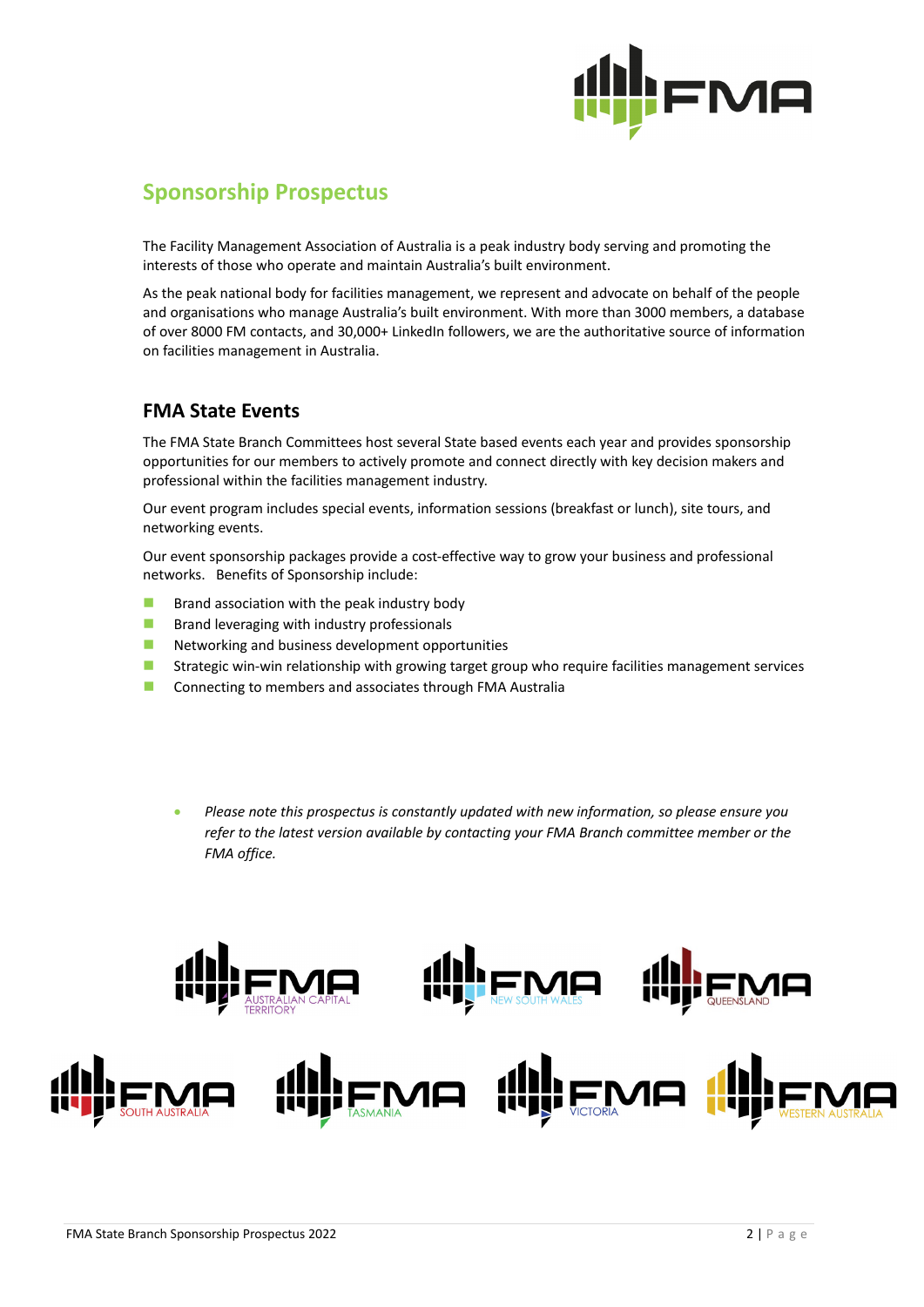## Sponsorship Prospectus

The Facility Management Association of Australia is a peak industry body serving and promoting the interests of those who operate and maintain Australia's built environment.

As the peak national body for facilities management, we represent and advocate on behalf of the people and organisations who manage Australia's built environment. With more than 3000 members, a database of over 8000 FM contacts, and 30,000+ LinkedIn followers, we are the authoritative source of information on facilities management in Australia.

### FMA State Events

The FMA State Branch Committees host several State based events each year and provides sponsorship opportunities for our members to actively promote and connect directly with key decision makers and professional within the facilities management industry.

Our event program includes special events, information sessions (breakfast or lunch), site tours, and networking events.

Our event sponsorship packages provide a cost-effective way to grow your business and professional networks. Benefits of Sponsorship include:

- Brand association with the peak industry body
- Brand leveraging with industry professionals
- Networking and business development opportunities
- Strategic win-win relationship with growing target group who require facilities management services
- Connecting to members and associates through FMA Australia

- *Please note this prospectus is constantly updated with new information, so please ensure you refer to the latest version available by contacting your FMA Branch committee member or the FMA office.*

FMA AUSTRALIAN CAPITAL TERRITORY | FMA NEW SOUTH WALES | FMA QUEENSLAND | FMA SOUTH AUSTRALIA | FMA TASMANIA | FMA VICTORIA | FMA WESTERN AUSTRALIA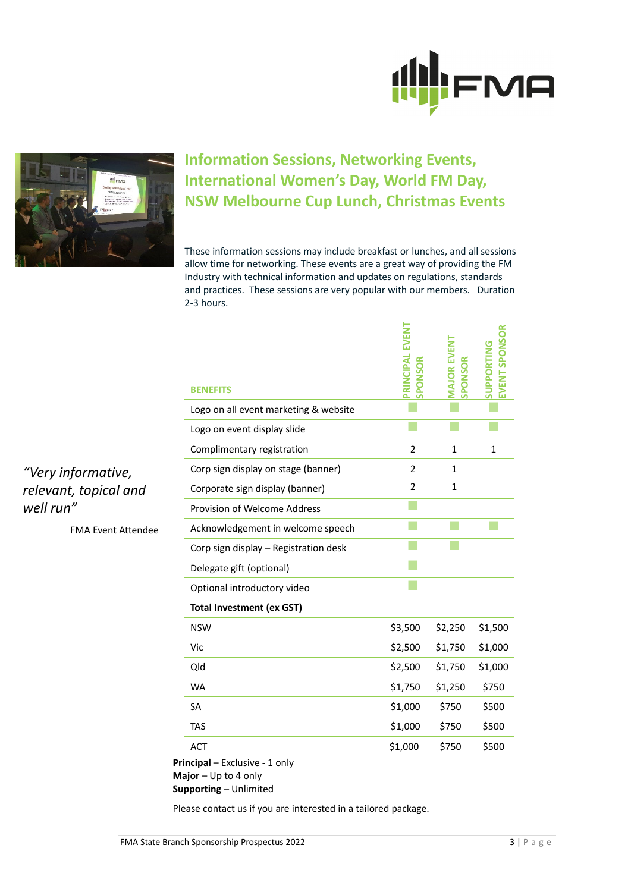## Information Sessions, Networking Events, International Women's Day, World FM Day, NSW Melbourne Cup Lunch, Christmas Events

These information sessions may include breakfast or lunches, and all sessions allow time for networking. These events are a great way of providing the FM Industry with technical information and updates on regulations, standards and practices. These sessions are very popular with our members. Duration 2-3 hours.

*"Very informative, relevant, topical and well run"*

FMA Event Attendee

| BENEFITS | PRINCIPAL EVENT SPONSOR | MAJOR EVENT SPONSOR | SUPPORTING EVENT SPONSOR |
|---|---|---|---|
| Logo on all event marketing & website | ■ | ■ | ■ |
| Logo on event display slide | ■ | ■ | ■ |
| Complimentary registration | 2 | 1 | 1 |
| Corp sign display on stage (banner) | 2 | 1 | |
| Corporate sign display (banner) | 2 | 1 | |
| Provision of Welcome Address | ■ | | |
| Acknowledgement in welcome speech | ■ | ■ | ■ |
| Corp sign display – Registration desk | ■ | ■ | |
| Delegate gift (optional) | ■ | | |
| Optional introductory video | ■ | | |
| **Total Investment (ex GST)** | | | |
| NSW | $3,500 | $2,250 | $1,500 |
| Vic | $2,500 | $1,750 | $1,000 |
| Qld | $2,500 | $1,750 | $1,000 |
| WA | $1,750 | $1,250 | $750 |
| SA | $1,000 | $750 | $500 |
| TAS | $1,000 | $750 | $500 |
| ACT | $1,000 | $750 | $500 |

**Principal** – Exclusive - 1 only
**Major** – Up to 4 only
**Supporting** – Unlimited

Please contact us if you are interested in a tailored package.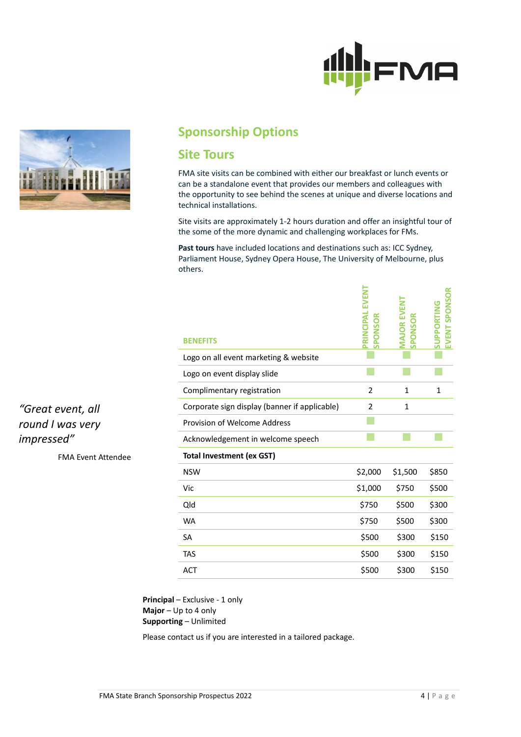## Sponsorship Options

## Site Tours

FMA site visits can be combined with either our breakfast or lunch events or can be a standalone event that provides our members and colleagues with the opportunity to see behind the scenes at unique and diverse locations and technical installations.

Site visits are approximately 1-2 hours duration and offer an insightful tour of the some of the more dynamic and challenging workplaces for FMs.

**Past tours** have included locations and destinations such as: ICC Sydney, Parliament House, Sydney Opera House, The University of Melbourne, plus others.

*"Great event, all round I was very impressed"*

FMA Event Attendee

| BENEFITS | PRINCIPAL EVENT SPONSOR | MAJOR EVENT SPONSOR | SUPPORTING EVENT SPONSOR |
|---|---|---|---|
| Logo on all event marketing & website | ■ | ■ | ■ |
| Logo on event display slide | ■ | ■ | ■ |
| Complimentary registration | 2 | 1 | 1 |
| Corporate sign display (banner if applicable) | 2 | 1 | |
| Provision of Welcome Address | ■ | | |
| Acknowledgement in welcome speech | ■ | ■ | ■ |
| **Total Investment (ex GST)** | | | |
| NSW | $2,000 | $1,500 | $850 |
| Vic | $1,000 | $750 | $500 |
| Qld | $750 | $500 | $300 |
| WA | $750 | $500 | $300 |
| SA | $500 | $300 | $150 |
| TAS | $500 | $300 | $150 |
| ACT | $500 | $300 | $150 |

**Principal** – Exclusive - 1 only
**Major** – Up to 4 only
**Supporting** – Unlimited

Please contact us if you are interested in a tailored package.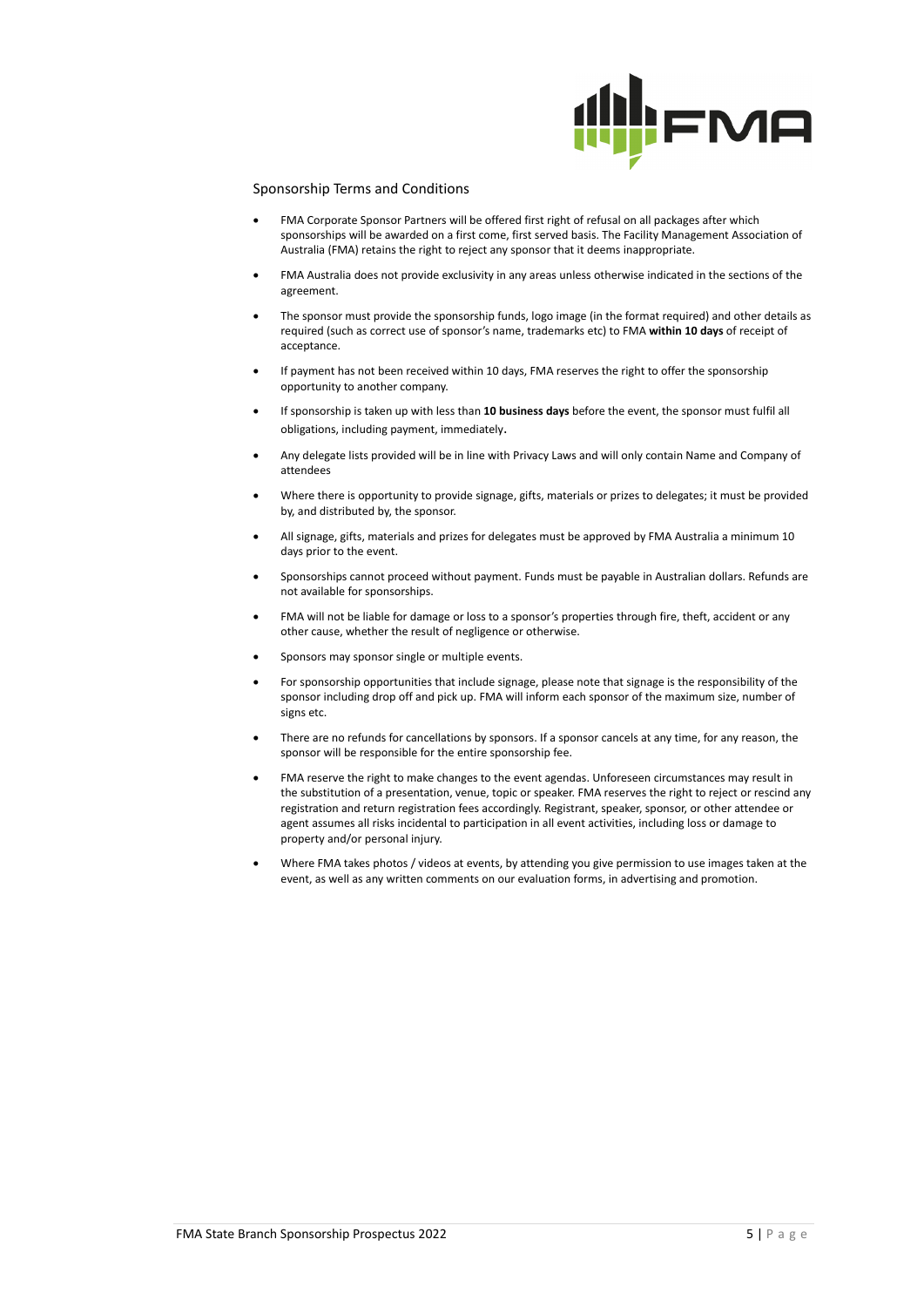## Sponsorship Terms and Conditions

- FMA Corporate Sponsor Partners will be offered first right of refusal on all packages after which sponsorships will be awarded on a first come, first served basis. The Facility Management Association of Australia (FMA) retains the right to reject any sponsor that it deems inappropriate.
- FMA Australia does not provide exclusivity in any areas unless otherwise indicated in the sections of the agreement.
- The sponsor must provide the sponsorship funds, logo image (in the format required) and other details as required (such as correct use of sponsor's name, trademarks etc) to FMA **within 10 days** of receipt of acceptance.
- If payment has not been received within 10 days, FMA reserves the right to offer the sponsorship opportunity to another company.
- If sponsorship is taken up with less than **10 business days** before the event, the sponsor must fulfil all obligations, including payment, immediately**.**
- Any delegate lists provided will be in line with Privacy Laws and will only contain Name and Company of attendees
- Where there is opportunity to provide signage, gifts, materials or prizes to delegates; it must be provided by, and distributed by, the sponsor.
- All signage, gifts, materials and prizes for delegates must be approved by FMA Australia a minimum 10 days prior to the event.
- Sponsorships cannot proceed without payment. Funds must be payable in Australian dollars. Refunds are not available for sponsorships.
- FMA will not be liable for damage or loss to a sponsor's properties through fire, theft, accident or any other cause, whether the result of negligence or otherwise.
- Sponsors may sponsor single or multiple events.
- For sponsorship opportunities that include signage, please note that signage is the responsibility of the sponsor including drop off and pick up. FMA will inform each sponsor of the maximum size, number of signs etc.
- There are no refunds for cancellations by sponsors. If a sponsor cancels at any time, for any reason, the sponsor will be responsible for the entire sponsorship fee.
- FMA reserve the right to make changes to the event agendas. Unforeseen circumstances may result in the substitution of a presentation, venue, topic or speaker. FMA reserves the right to reject or rescind any registration and return registration fees accordingly. Registrant, speaker, sponsor, or other attendee or agent assumes all risks incidental to participation in all event activities, including loss or damage to property and/or personal injury.
- Where FMA takes photos / videos at events, by attending you give permission to use images taken at the event, as well as any written comments on our evaluation forms, in advertising and promotion.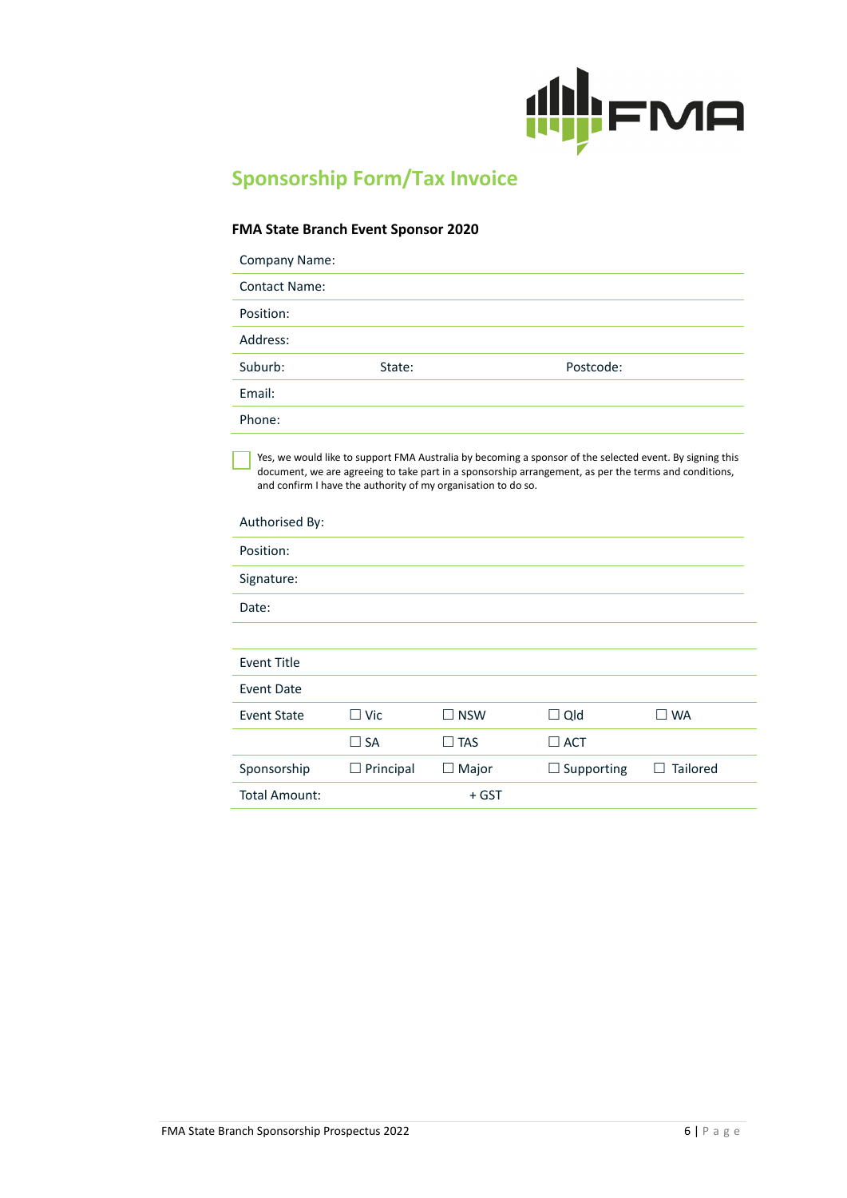# Sponsorship Form/Tax Invoice

### FMA State Branch Event Sponsor 2020

| | | |
|---|---|---|
| Company Name: | | |
| Contact Name: | | |
| Position: | | |
| Address: | | |
| Suburb: | State: | Postcode: |
| Email: | | |
| Phone: | | |

☐ Yes, we would like to support FMA Australia by becoming a sponsor of the selected event. By signing this document, we are agreeing to take part in a sponsorship arrangement, as per the terms and conditions, and confirm I have the authority of my organisation to do so.

| |
|---|
| Authorised By: |
| Position: |
| Signature: |
| Date: |

| | | | | |
|---|---|---|---|---|
| Event Title | | | | |
| Event Date | | | | |
| Event State | ☐ Vic | ☐ NSW | ☐ Qld | ☐ WA |
| | ☐ SA | ☐ TAS | ☐ ACT | |
| Sponsorship | ☐ Principal | ☐ Major | ☐ Supporting | ☐ Tailored |
| Total Amount: | | + GST | | |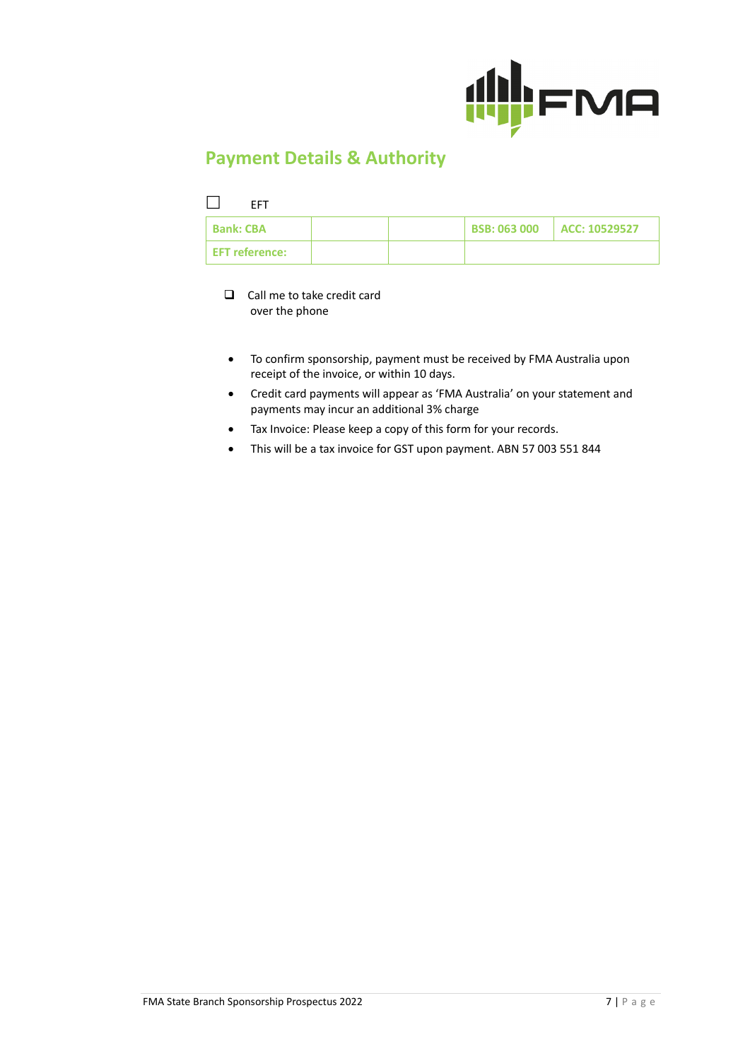## Payment Details & Authority

☐ EFT

| | | | | |
|---|---|---|---|---|
| **Bank: CBA** | | | **BSB: 063 000** | **ACC: 10529527** |
| **EFT reference:** | | | | |

❑ Call me to take credit card over the phone

- To confirm sponsorship, payment must be received by FMA Australia upon receipt of the invoice, or within 10 days.
- Credit card payments will appear as 'FMA Australia' on your statement and payments may incur an additional 3% charge
- Tax Invoice: Please keep a copy of this form for your records.
- This will be a tax invoice for GST upon payment. ABN 57 003 551 844